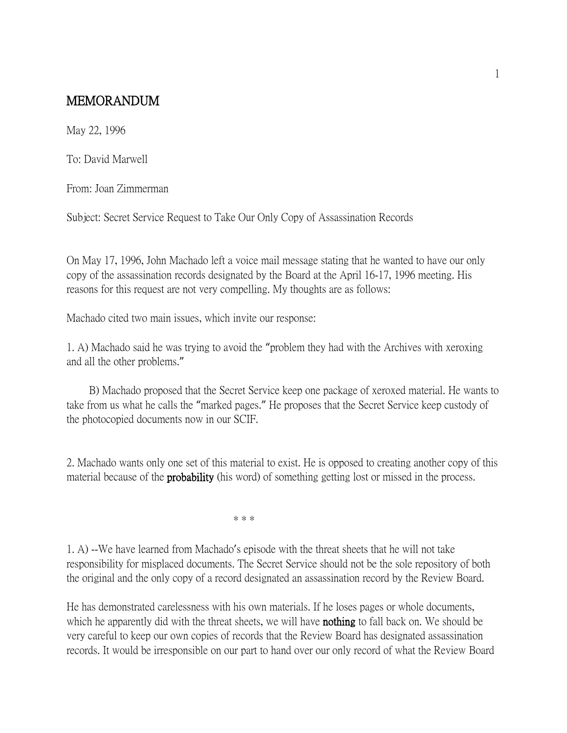# MEMORANDUM

May 22, 1996

To: David Marwell

From: Joan Zimmerman

Subject: Secret Service Request to Take Our Only Copy of Assassination Records

On May 17, 1996, John Machado left a voice mail message stating that he wanted to have our only copy of the assassination records designated by the Board at the April 16-17, 1996 meeting. His reasons for this request are not very compelling. My thoughts are as follows:

Machado cited two main issues, which invite our response:

1. A) Machado said he was trying to avoid the "problem they had with the Archives with xeroxing and all the other problems."

   B) Machado proposed that the Secret Service keep one package of xeroxed material. He wants to take from us what he calls the "marked pages." He proposes that the Secret Service keep custody of the photocopied documents now in our SCIF.

2. Machado wants only one set of this material to exist. He is opposed to creating another copy of this material because of the **probability** (his word) of something getting lost or missed in the process.

\* \* \*

1. A) --We have learned from Machado's episode with the threat sheets that he will not take responsibility for misplaced documents. The Secret Service should not be the sole repository of both the original and the only copy of a record designated an assassination record by the Review Board.

He has demonstrated carelessness with his own materials. If he loses pages or whole documents, which he apparently did with the threat sheets, we will have **nothing** to fall back on. We should be very careful to keep our own copies of records that the Review Board has designated assassination records. It would be irresponsible on our part to hand over our only record of what the Review Board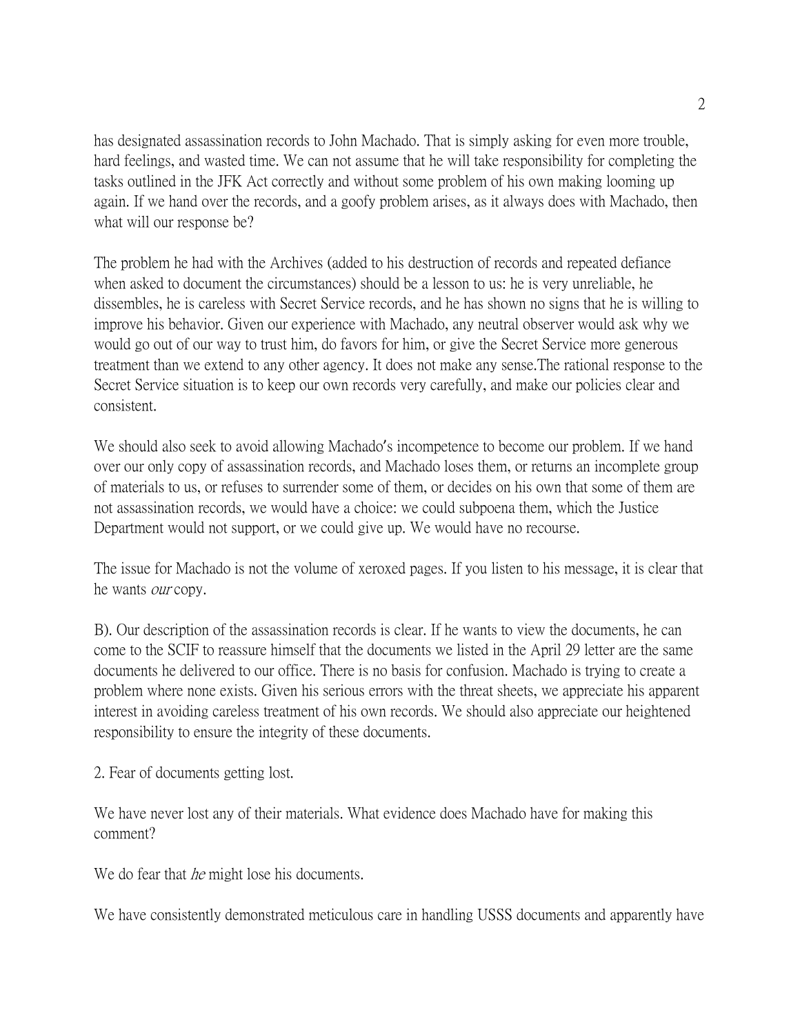has designated assassination records to John Machado. That is simply asking for even more trouble, hard feelings, and wasted time. We can not assume that he will take responsibility for completing the tasks outlined in the JFK Act correctly and without some problem of his own making looming up again. If we hand over the records, and a goofy problem arises, as it always does with Machado, then what will our response be?

The problem he had with the Archives (added to his destruction of records and repeated defiance when asked to document the circumstances) should be a lesson to us: he is very unreliable, he dissembles, he is careless with Secret Service records, and he has shown no signs that he is willing to improve his behavior. Given our experience with Machado, any neutral observer would ask why we would go out of our way to trust him, do favors for him, or give the Secret Service more generous treatment than we extend to any other agency. It does not make any sense.The rational response to the Secret Service situation is to keep our own records very carefully, and make our policies clear and consistent.

We should also seek to avoid allowing Machado's incompetence to become our problem. If we hand over our only copy of assassination records, and Machado loses them, or returns an incomplete group of materials to us, or refuses to surrender some of them, or decides on his own that some of them are not assassination records, we would have a choice: we could subpoena them, which the Justice Department would not support, or we could give up. We would have no recourse.

The issue for Machado is not the volume of xeroxed pages. If you listen to his message, it is clear that he wants *our* copy.

B). Our description of the assassination records is clear. If he wants to view the documents, he can come to the SCIF to reassure himself that the documents we listed in the April 29 letter are the same documents he delivered to our office. There is no basis for confusion. Machado is trying to create a problem where none exists. Given his serious errors with the threat sheets, we appreciate his apparent interest in avoiding careless treatment of his own records. We should also appreciate our heightened responsibility to ensure the integrity of these documents.

2. Fear of documents getting lost.

We have never lost any of their materials. What evidence does Machado have for making this comment?

We do fear that *he* might lose his documents.

We have consistently demonstrated meticulous care in handling USSS documents and apparently have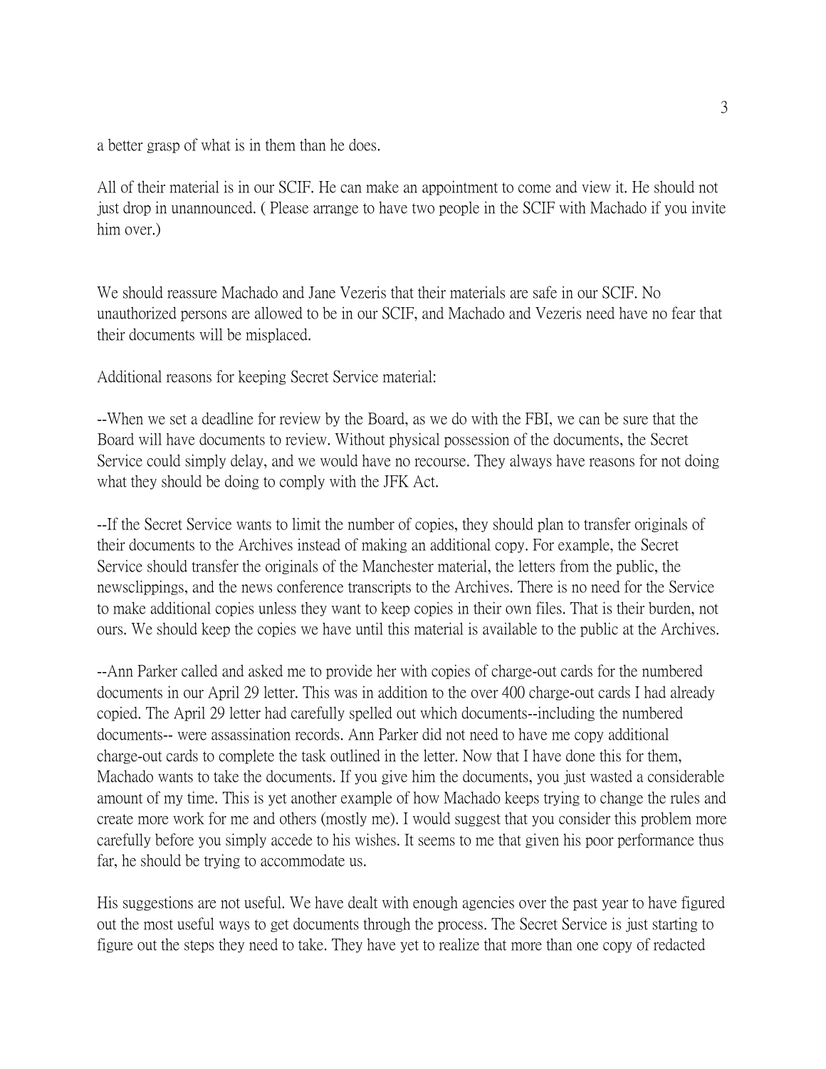a better grasp of what is in them than he does.

All of their material is in our SCIF. He can make an appointment to come and view it. He should not just drop in unannounced. ( Please arrange to have two people in the SCIF with Machado if you invite him over.)

We should reassure Machado and Jane Vezeris that their materials are safe in our SCIF. No unauthorized persons are allowed to be in our SCIF, and Machado and Vezeris need have no fear that their documents will be misplaced.

Additional reasons for keeping Secret Service material:

--When we set a deadline for review by the Board, as we do with the FBI, we can be sure that the Board will have documents to review. Without physical possession of the documents, the Secret Service could simply delay, and we would have no recourse. They always have reasons for not doing what they should be doing to comply with the JFK Act.

--If the Secret Service wants to limit the number of copies, they should plan to transfer originals of their documents to the Archives instead of making an additional copy. For example, the Secret Service should transfer the originals of the Manchester material, the letters from the public, the newsclippings, and the news conference transcripts to the Archives. There is no need for the Service to make additional copies unless they want to keep copies in their own files. That is their burden, not ours. We should keep the copies we have until this material is available to the public at the Archives.

--Ann Parker called and asked me to provide her with copies of charge-out cards for the numbered documents in our April 29 letter. This was in addition to the over 400 charge-out cards I had already copied. The April 29 letter had carefully spelled out which documents--including the numbered documents-- were assassination records. Ann Parker did not need to have me copy additional charge-out cards to complete the task outlined in the letter. Now that I have done this for them, Machado wants to take the documents. If you give him the documents, you just wasted a considerable amount of my time. This is yet another example of how Machado keeps trying to change the rules and create more work for me and others (mostly me). I would suggest that you consider this problem more carefully before you simply accede to his wishes. It seems to me that given his poor performance thus far, he should be trying to accommodate us.

His suggestions are not useful. We have dealt with enough agencies over the past year to have figured out the most useful ways to get documents through the process. The Secret Service is just starting to figure out the steps they need to take. They have yet to realize that more than one copy of redacted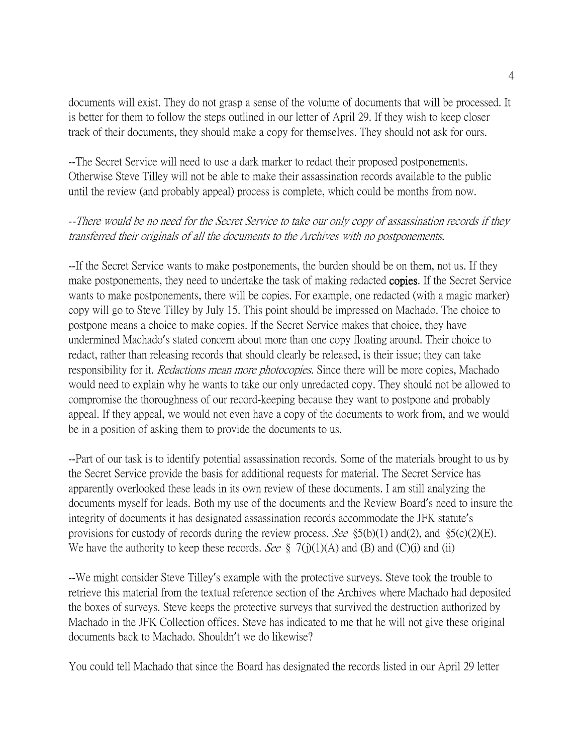documents will exist. They do not grasp a sense of the volume of documents that will be processed. It is better for them to follow the steps outlined in our letter of April 29. If they wish to keep closer track of their documents, they should make a copy for themselves. They should not ask for ours.

--The Secret Service will need to use a dark marker to redact their proposed postponements. Otherwise Steve Tilley will not be able to make their assassination records available to the public until the review (and probably appeal) process is complete, which could be months from now.

*--There would be no need for the Secret Service to take our only copy of assassination records if they transferred their originals of all the documents to the Archives with no postponements.*

--If the Secret Service wants to make postponements, the burden should be on them, not us. If they make postponements, they need to undertake the task of making redacted **copies**. If the Secret Service wants to make postponements, there will be copies. For example, one redacted (with a magic marker) copy will go to Steve Tilley by July 15. This point should be impressed on Machado. The choice to postpone means a choice to make copies. If the Secret Service makes that choice, they have undermined Machado's stated concern about more than one copy floating around. Their choice to redact, rather than releasing records that should clearly be released, is their issue; they can take responsibility for it. *Redactions mean more photocopies.* Since there will be more copies, Machado would need to explain why he wants to take our only unredacted copy. They should not be allowed to compromise the thoroughness of our record-keeping because they want to postpone and probably appeal. If they appeal, we would not even have a copy of the documents to work from, and we would be in a position of asking them to provide the documents to us.

--Part of our task is to identify potential assassination records. Some of the materials brought to us by the Secret Service provide the basis for additional requests for material. The Secret Service has apparently overlooked these leads in its own review of these documents. I am still analyzing the documents myself for leads. Both my use of the documents and the Review Board's need to insure the integrity of documents it has designated assassination records accommodate the JFK statute's provisions for custody of records during the review process. *See* §5(b)(1) and(2), and §5(c)(2)(E). We have the authority to keep these records. *See* § 7(j)(1)(A) and (B) and (C)(i) and (ii)

--We might consider Steve Tilley's example with the protective surveys. Steve took the trouble to retrieve this material from the textual reference section of the Archives where Machado had deposited the boxes of surveys. Steve keeps the protective surveys that survived the destruction authorized by Machado in the JFK Collection offices. Steve has indicated to me that he will not give these original documents back to Machado. Shouldn't we do likewise?

You could tell Machado that since the Board has designated the records listed in our April 29 letter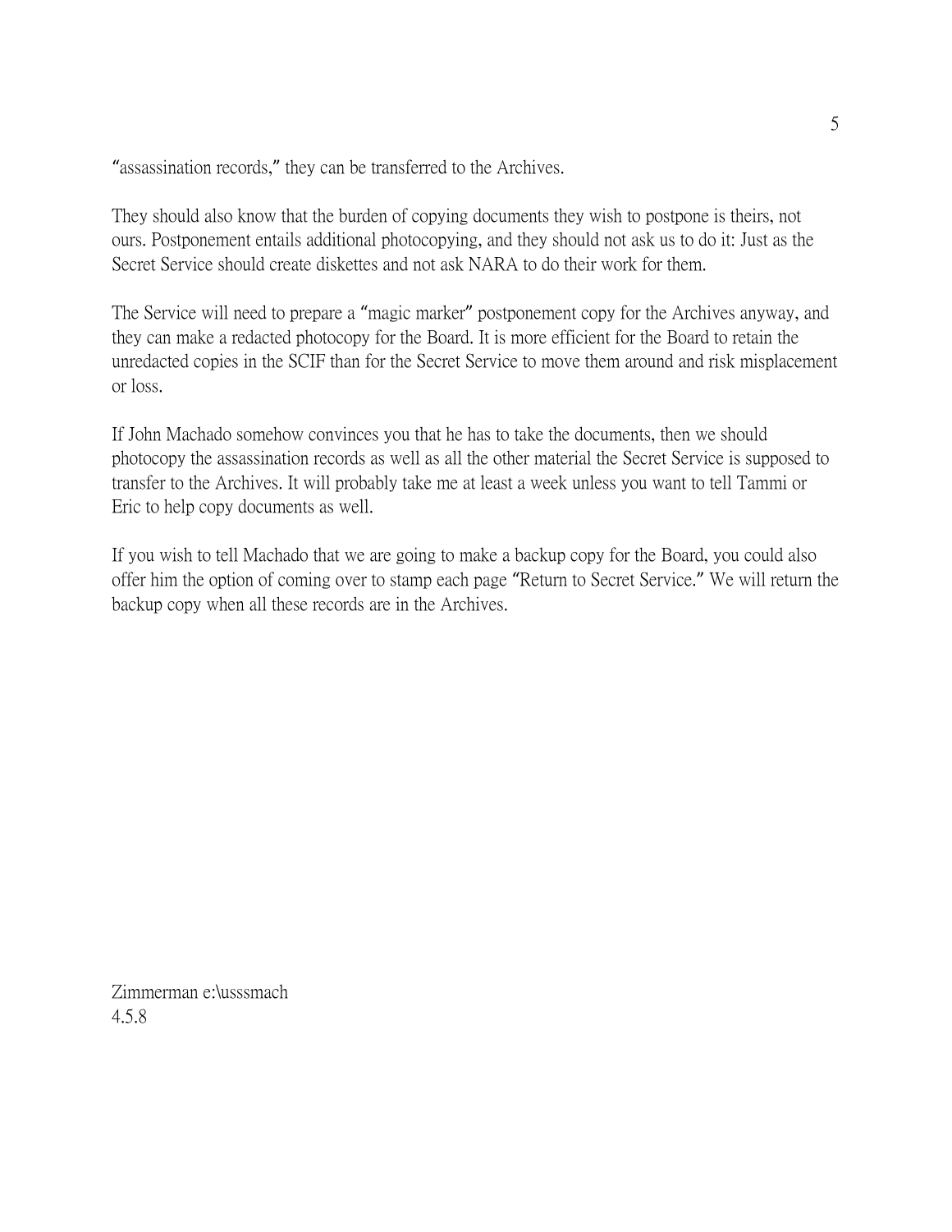"assassination records," they can be transferred to the Archives.

They should also know that the burden of copying documents they wish to postpone is theirs, not ours. Postponement entails additional photocopying, and they should not ask us to do it: Just as the Secret Service should create diskettes and not ask NARA to do their work for them.

The Service will need to prepare a "magic marker" postponement copy for the Archives anyway, and they can make a redacted photocopy for the Board. It is more efficient for the Board to retain the unredacted copies in the SCIF than for the Secret Service to move them around and risk misplacement or loss.

If John Machado somehow convinces you that he has to take the documents, then we should photocopy the assassination records as well as all the other material the Secret Service is supposed to transfer to the Archives. It will probably take me at least a week unless you want to tell Tammi or Eric to help copy documents as well.

If you wish to tell Machado that we are going to make a backup copy for the Board, you could also offer him the option of coming over to stamp each page "Return to Secret Service." We will return the backup copy when all these records are in the Archives.

Zimmerman e:\usssmach
4.5.8